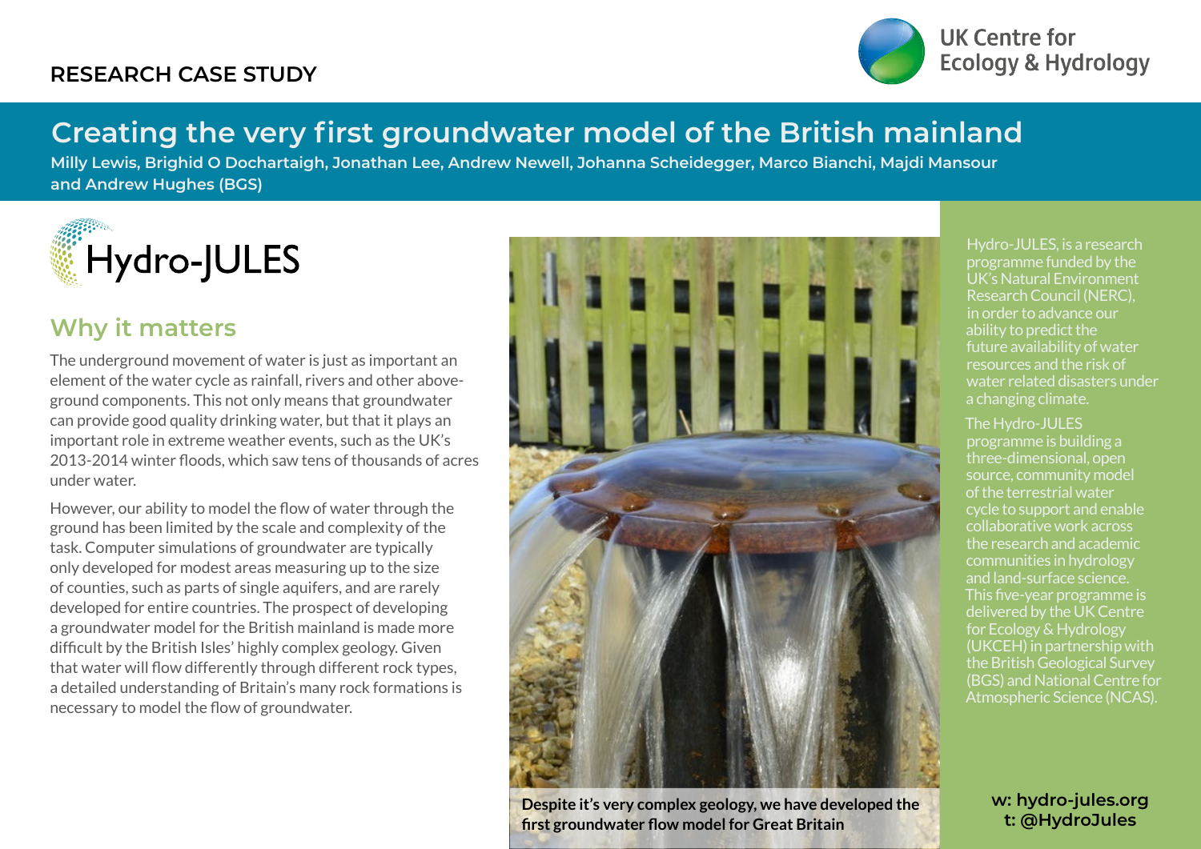RESEARCH CASE STUDY

UK Centre for Ecology & Hydrology

# Creating the very first groundwater model of the British mainland

**Milly Lewis, Brighid O Dochartaigh, Jonathan Lee, Andrew Newell, Johanna Scheidegger, Marco Bianchi, Majdi Mansour and Andrew Hughes (BGS)**

Hydro-JULES

## Why it matters

The underground movement of water is just as important an element of the water cycle as rainfall, rivers and other above-ground components. This not only means that groundwater can provide good quality drinking water, but that it plays an important role in extreme weather events, such as the UK's 2013-2014 winter floods, which saw tens of thousands of acres under water.

However, our ability to model the flow of water through the ground has been limited by the scale and complexity of the task. Computer simulations of groundwater are typically only developed for modest areas measuring up to the size of counties, such as parts of single aquifers, and are rarely developed for entire countries. The prospect of developing a groundwater model for the British mainland is made more difficult by the British Isles' highly complex geology. Given that water will flow differently through different rock types, a detailed understanding of Britain's many rock formations is necessary to model the flow of groundwater.

**Despite it's very complex geology, we have developed the first groundwater flow model for Great Britain**

Hydro-JULES, is a research programme funded by the UK's Natural Environment Research Council (NERC), in order to advance our ability to predict the future availability of water resources and the risk of water related disasters under a changing climate.

The Hydro-JULES programme is building a three-dimensional, open source, community model of the terrestrial water cycle to support and enable collaborative work across the research and academic communities in hydrology and land-surface science. This five-year programme is delivered by the UK Centre for Ecology & Hydrology (UKCEH) in partnership with the British Geological Survey (BGS) and National Centre for Atmospheric Science (NCAS).

**w: hydro-jules.org**
**t: @HydroJules**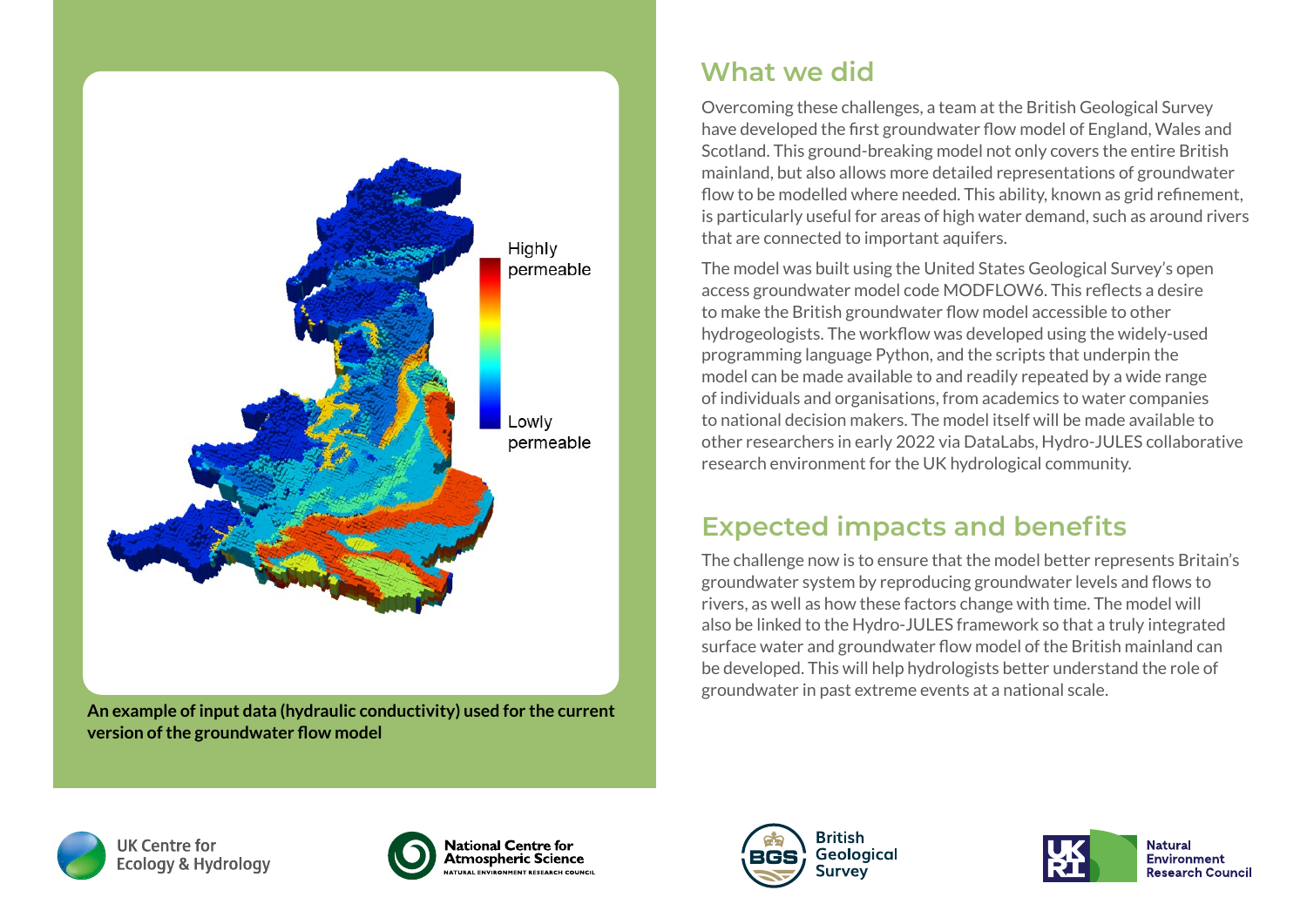Highly permeable

Lowly permeable

**An example of input data (hydraulic conductivity) used for the current version of the groundwater flow model**

## What we did

Overcoming these challenges, a team at the British Geological Survey have developed the first groundwater flow model of England, Wales and Scotland. This ground-breaking model not only covers the entire British mainland, but also allows more detailed representations of groundwater flow to be modelled where needed. This ability, known as grid refinement, is particularly useful for areas of high water demand, such as around rivers that are connected to important aquifers.

The model was built using the United States Geological Survey's open access groundwater model code MODFLOW6. This reflects a desire to make the British groundwater flow model accessible to other hydrogeologists. The workflow was developed using the widely-used programming language Python, and the scripts that underpin the model can be made available to and readily repeated by a wide range of individuals and organisations, from academics to water companies to national decision makers. The model itself will be made available to other researchers in early 2022 via DataLabs, Hydro-JULES collaborative research environment for the UK hydrological community.

## Expected impacts and benefits

The challenge now is to ensure that the model better represents Britain's groundwater system by reproducing groundwater levels and flows to rivers, as well as how these factors change with time. The model will also be linked to the Hydro-JULES framework so that a truly integrated surface water and groundwater flow model of the British mainland can be developed. This will help hydrologists better understand the role of groundwater in past extreme events at a national scale.

UK Centre for Ecology & Hydrology

National Centre for Atmospheric Science
NATURAL ENVIRONMENT RESEARCH COUNCIL

BGS British Geological Survey

UKRI Natural Environment Research Council